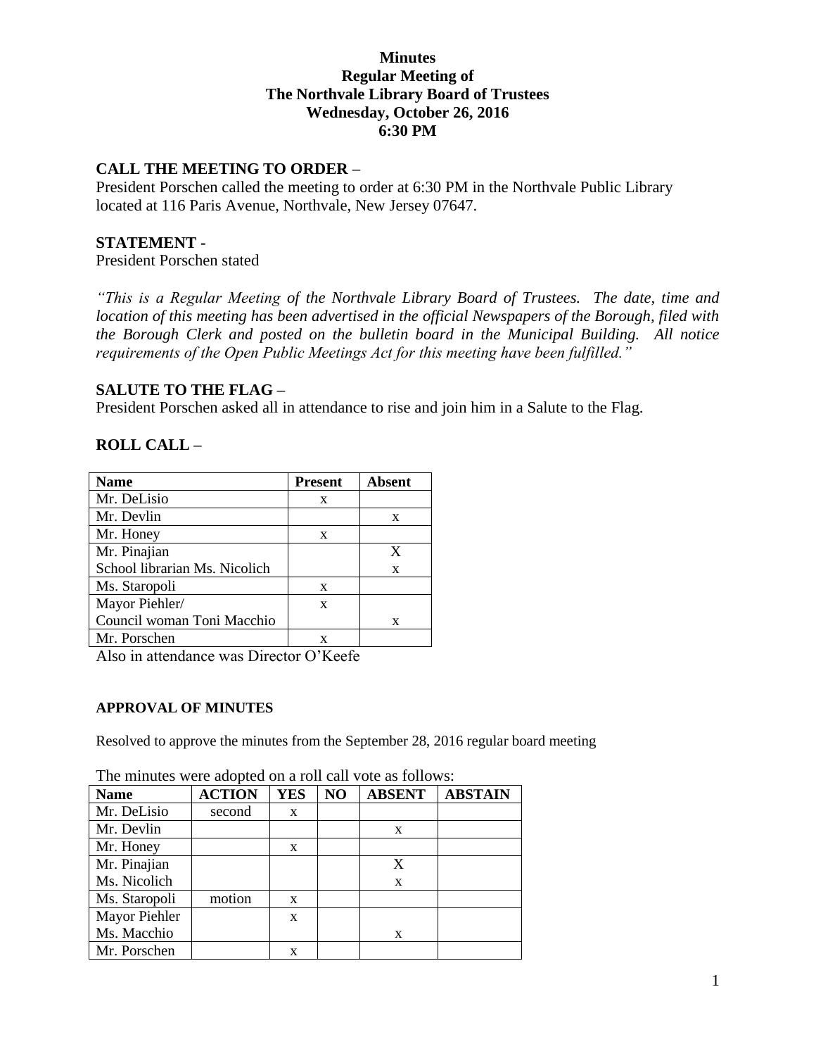**Minutes**
**Regular Meeting of**
**The Northvale Library Board of Trustees**
**Wednesday, October 26, 2016**
**6:30 PM**

## CALL THE MEETING TO ORDER –

President Porschen called the meeting to order at 6:30 PM in the Northvale Public Library located at 116 Paris Avenue, Northvale, New Jersey 07647.

## STATEMENT -

President Porschen stated

*"This is a Regular Meeting of the Northvale Library Board of Trustees. The date, time and location of this meeting has been advertised in the official Newspapers of the Borough, filed with the Borough Clerk and posted on the bulletin board in the Municipal Building. All notice requirements of the Open Public Meetings Act for this meeting have been fulfilled."*

## SALUTE TO THE FLAG –

President Porschen asked all in attendance to rise and join him in a Salute to the Flag.

## ROLL CALL –

| Name | Present | Absent |
|---|---|---|
| Mr. DeLisio | x | |
| Mr. Devlin | | x |
| Mr. Honey | x | |
| Mr. Pinajian | | X |
| School librarian Ms. Nicolich | | x |
| Ms. Staropoli | x | |
| Mayor Piehler/ | x | |
| Council woman Toni Macchio | | x |
| Mr. Porschen | x | |

Also in attendance was Director O'Keefe

### APPROVAL OF MINUTES

Resolved to approve the minutes from the September 28, 2016 regular board meeting

The minutes were adopted on a roll call vote as follows:

| Name | ACTION | YES | NO | ABSENT | ABSTAIN |
|---|---|---|---|---|---|
| Mr. DeLisio | second | x | | | |
| Mr. Devlin | | | | x | |
| Mr. Honey | | x | | | |
| Mr. Pinajian | | | | X | |
| Ms. Nicolich | | | | x | |
| Ms. Staropoli | motion | x | | | |
| Mayor Piehler | | x | | | |
| Ms. Macchio | | | | x | |
| Mr. Porschen | | x | | | |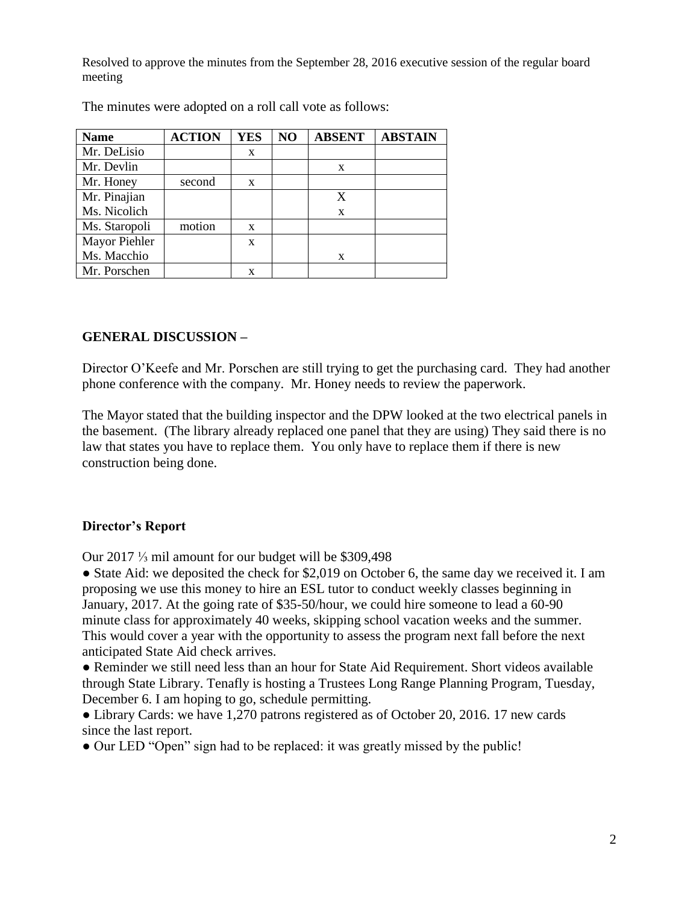Resolved to approve the minutes from the September 28, 2016 executive session of the regular board meeting

The minutes were adopted on a roll call vote as follows:

| Name | ACTION | YES | NO | ABSENT | ABSTAIN |
| --- | --- | --- | --- | --- | --- |
| Mr. DeLisio | | x | | | |
| Mr. Devlin | | | | x | |
| Mr. Honey | second | x | | | |
| Mr. Pinajian | | | | X | |
| Ms. Nicolich | | | | x | |
| Ms. Staropoli | motion | x | | | |
| Mayor Piehler | | x | | | |
| Ms. Macchio | | | | x | |
| Mr. Porschen | | x | | | |

**GENERAL DISCUSSION –**

Director O'Keefe and Mr. Porschen are still trying to get the purchasing card. They had another phone conference with the company. Mr. Honey needs to review the paperwork.

The Mayor stated that the building inspector and the DPW looked at the two electrical panels in the basement. (The library already replaced one panel that they are using) They said there is no law that states you have to replace them. You only have to replace them if there is new construction being done.

**Director's Report**

Our 2017 ⅓ mil amount for our budget will be $309,498

- State Aid: we deposited the check for $2,019 on October 6, the same day we received it. I am proposing we use this money to hire an ESL tutor to conduct weekly classes beginning in January, 2017. At the going rate of $35-50/hour, we could hire someone to lead a 60-90 minute class for approximately 40 weeks, skipping school vacation weeks and the summer. This would cover a year with the opportunity to assess the program next fall before the next anticipated State Aid check arrives.
- Reminder we still need less than an hour for State Aid Requirement. Short videos available through State Library. Tenafly is hosting a Trustees Long Range Planning Program, Tuesday, December 6. I am hoping to go, schedule permitting.
- Library Cards: we have 1,270 patrons registered as of October 20, 2016. 17 new cards since the last report.
- Our LED "Open" sign had to be replaced: it was greatly missed by the public!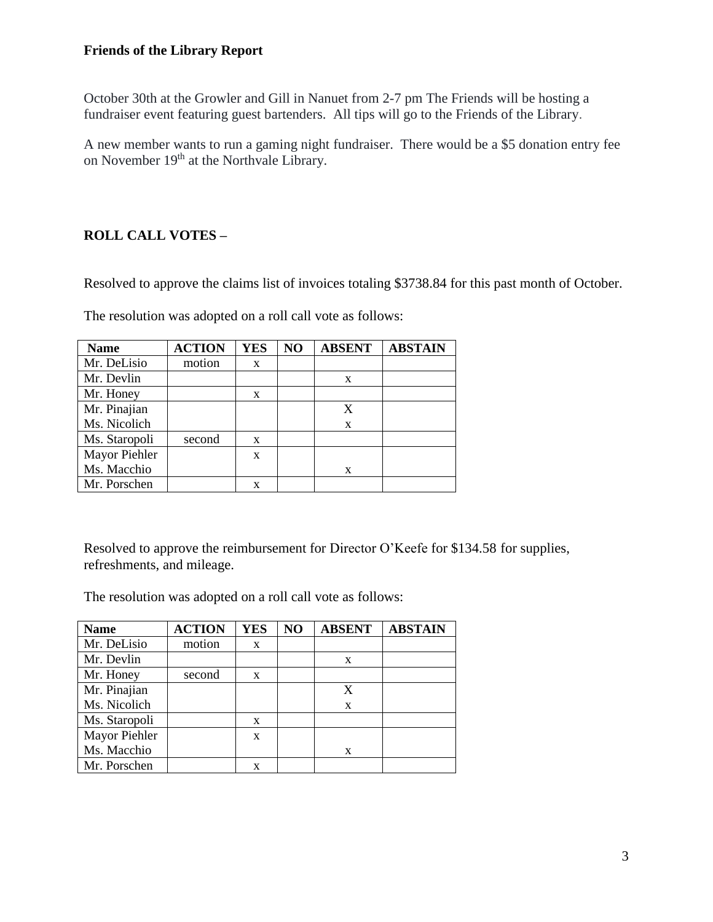**Friends of the Library Report**

October 30th at the Growler and Gill in Nanuet from 2-7 pm The Friends will be hosting a fundraiser event featuring guest bartenders. All tips will go to the Friends of the Library.

A new member wants to run a gaming night fundraiser. There would be a $5 donation entry fee on November 19th at the Northvale Library.

**ROLL CALL VOTES –**

Resolved to approve the claims list of invoices totaling $3738.84 for this past month of October.

The resolution was adopted on a roll call vote as follows:

| Name | ACTION | YES | NO | ABSENT | ABSTAIN |
|---|---|---|---|---|---|
| Mr. DeLisio | motion | x | | | |
| Mr. Devlin | | | | x | |
| Mr. Honey | | x | | | |
| Mr. Pinajian | | | | X | |
| Ms. Nicolich | | | | x | |
| Ms. Staropoli | second | x | | | |
| Mayor Piehler | | x | | | |
| Ms. Macchio | | | | x | |
| Mr. Porschen | | x | | | |

Resolved to approve the reimbursement for Director O'Keefe for $134.58 for supplies, refreshments, and mileage.

The resolution was adopted on a roll call vote as follows:

| Name | ACTION | YES | NO | ABSENT | ABSTAIN |
|---|---|---|---|---|---|
| Mr. DeLisio | motion | x | | | |
| Mr. Devlin | | | | x | |
| Mr. Honey | second | x | | | |
| Mr. Pinajian | | | | X | |
| Ms. Nicolich | | | | x | |
| Ms. Staropoli | | x | | | |
| Mayor Piehler | | x | | | |
| Ms. Macchio | | | | x | |
| Mr. Porschen | | x | | | |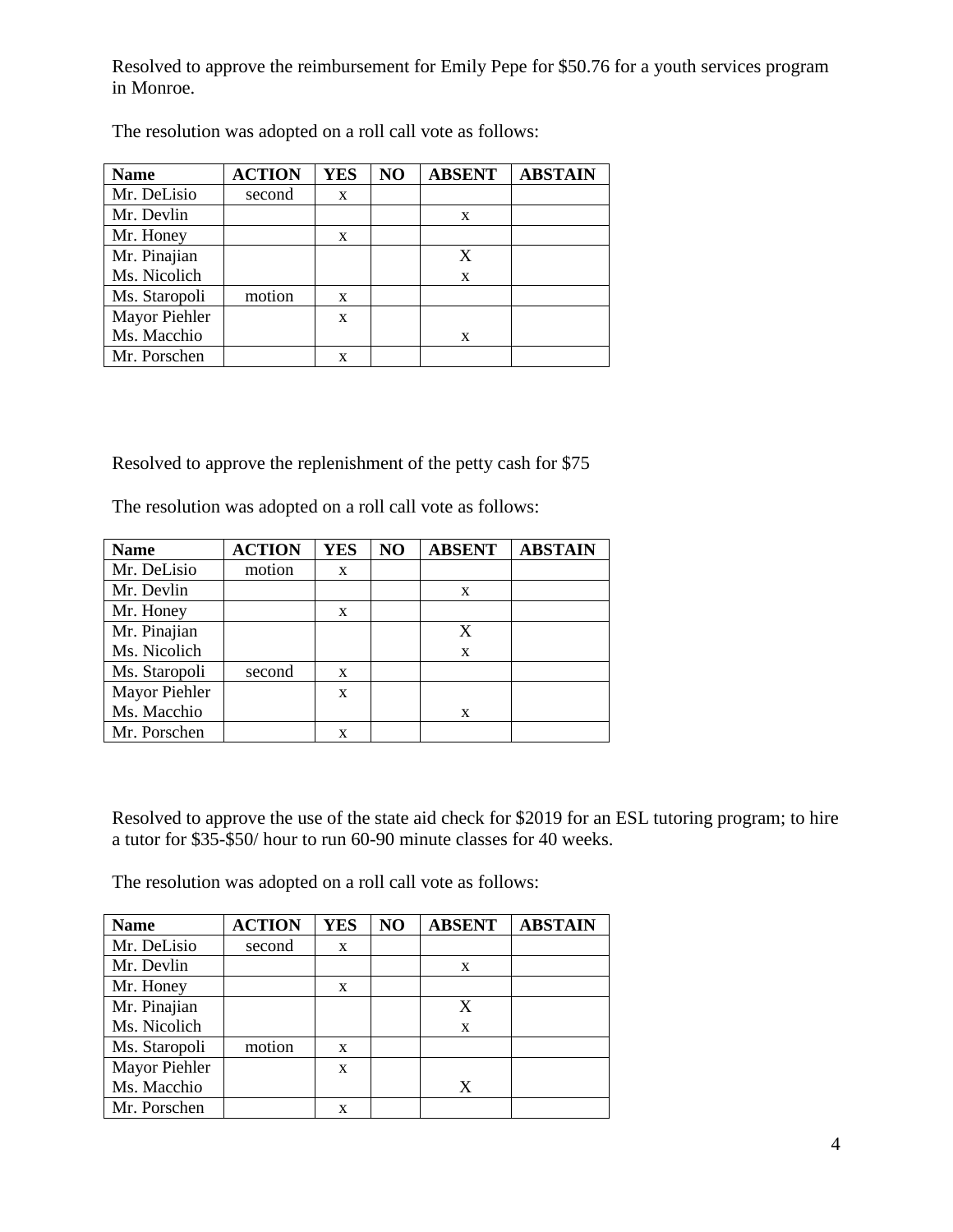Resolved to approve the reimbursement for Emily Pepe for $50.76 for a youth services program in Monroe.

The resolution was adopted on a roll call vote as follows:

| Name | ACTION | YES | NO | ABSENT | ABSTAIN |
|---|---|---|---|---|---|
| Mr. DeLisio | second | x | | | |
| Mr. Devlin | | | | x | |
| Mr. Honey | | x | | | |
| Mr. Pinajian | | | | X | |
| Ms. Nicolich | | | | x | |
| Ms. Staropoli | motion | x | | | |
| Mayor Piehler | | x | | | |
| Ms. Macchio | | | | x | |
| Mr. Porschen | | x | | | |

Resolved to approve the replenishment of the petty cash for $75

The resolution was adopted on a roll call vote as follows:

| Name | ACTION | YES | NO | ABSENT | ABSTAIN |
|---|---|---|---|---|---|
| Mr. DeLisio | motion | x | | | |
| Mr. Devlin | | | | x | |
| Mr. Honey | | x | | | |
| Mr. Pinajian | | | | X | |
| Ms. Nicolich | | | | x | |
| Ms. Staropoli | second | x | | | |
| Mayor Piehler | | x | | | |
| Ms. Macchio | | | | x | |
| Mr. Porschen | | x | | | |

Resolved to approve the use of the state aid check for $2019 for an ESL tutoring program; to hire a tutor for $35-$50/ hour to run 60-90 minute classes for 40 weeks.

The resolution was adopted on a roll call vote as follows:

| Name | ACTION | YES | NO | ABSENT | ABSTAIN |
|---|---|---|---|---|---|
| Mr. DeLisio | second | x | | | |
| Mr. Devlin | | | | x | |
| Mr. Honey | | x | | | |
| Mr. Pinajian | | | | X | |
| Ms. Nicolich | | | | x | |
| Ms. Staropoli | motion | x | | | |
| Mayor Piehler | | x | | | |
| Ms. Macchio | | | | X | |
| Mr. Porschen | | x | | | |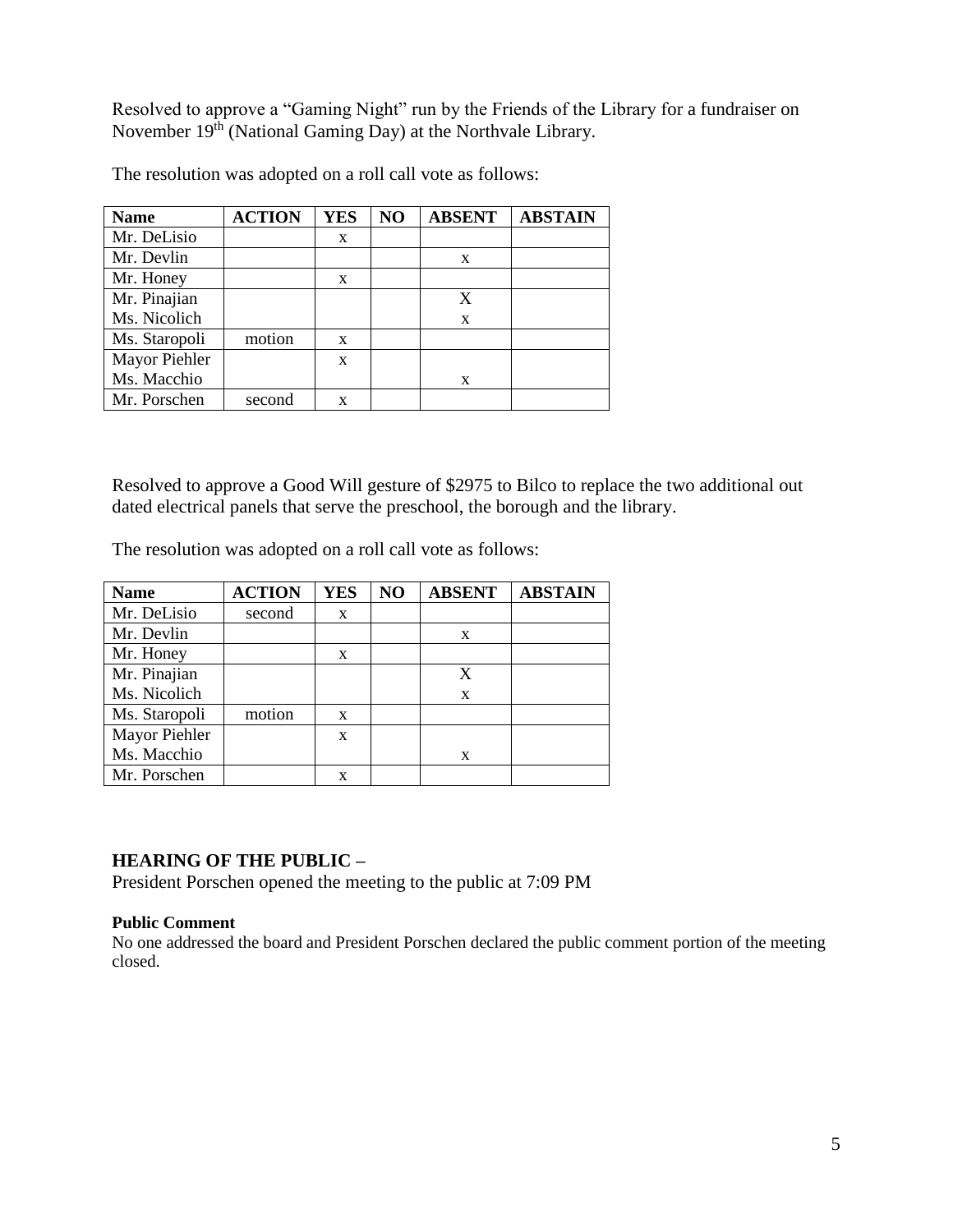Resolved to approve a "Gaming Night" run by the Friends of the Library for a fundraiser on November 19th (National Gaming Day) at the Northvale Library.

The resolution was adopted on a roll call vote as follows:

| Name | ACTION | YES | NO | ABSENT | ABSTAIN |
|---|---|---|---|---|---|
| Mr. DeLisio | | x | | | |
| Mr. Devlin | | | | x | |
| Mr. Honey | | x | | | |
| Mr. Pinajian | | | | X | |
| Ms. Nicolich | | | | x | |
| Ms. Staropoli | motion | x | | | |
| Mayor Piehler | | x | | | |
| Ms. Macchio | | | | x | |
| Mr. Porschen | second | x | | | |

Resolved to approve a Good Will gesture of $2975 to Bilco to replace the two additional out dated electrical panels that serve the preschool, the borough and the library.

The resolution was adopted on a roll call vote as follows:

| Name | ACTION | YES | NO | ABSENT | ABSTAIN |
|---|---|---|---|---|---|
| Mr. DeLisio | second | x | | | |
| Mr. Devlin | | | | x | |
| Mr. Honey | | x | | | |
| Mr. Pinajian | | | | X | |
| Ms. Nicolich | | | | x | |
| Ms. Staropoli | motion | x | | | |
| Mayor Piehler | | x | | | |
| Ms. Macchio | | | | x | |
| Mr. Porschen | | x | | | |

## HEARING OF THE PUBLIC –

President Porschen opened the meeting to the public at 7:09 PM

**Public Comment**

No one addressed the board and President Porschen declared the public comment portion of the meeting closed.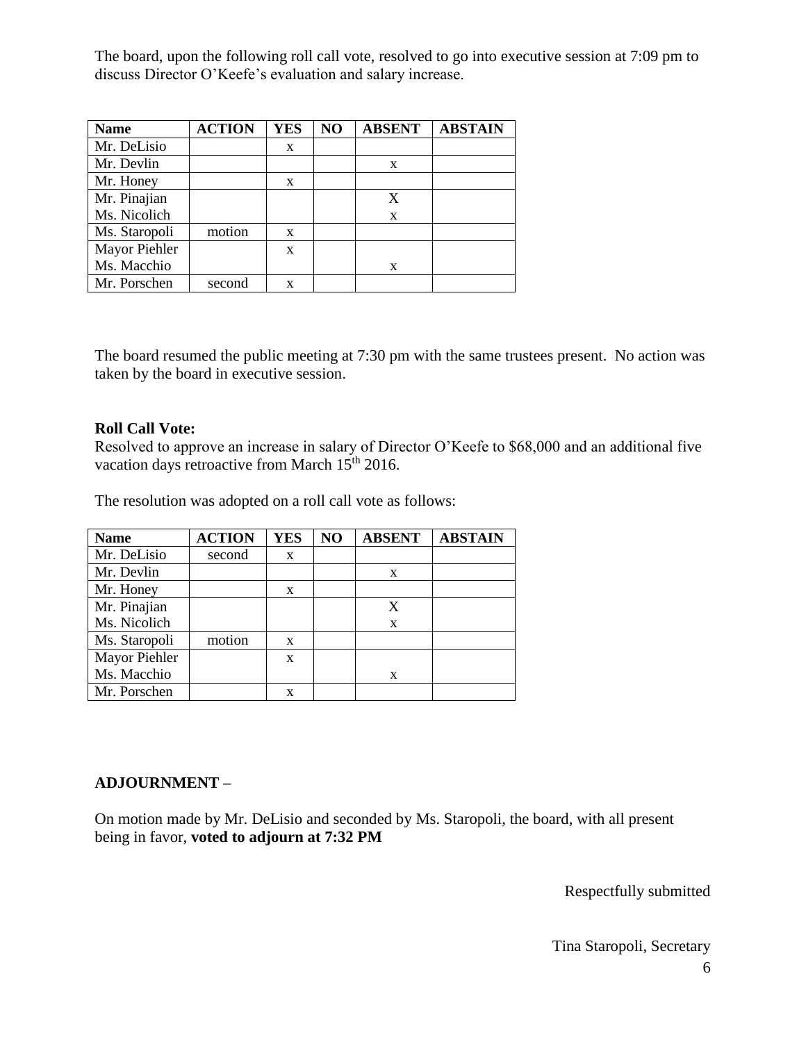The board, upon the following roll call vote, resolved to go into executive session at 7:09 pm to discuss Director O'Keefe's evaluation and salary increase.

| Name | ACTION | YES | NO | ABSENT | ABSTAIN |
|---|---|---|---|---|---|
| Mr. DeLisio | | x | | | |
| Mr. Devlin | | | | x | |
| Mr. Honey | | x | | | |
| Mr. Pinajian | | | | X | |
| Ms. Nicolich | | | | x | |
| Ms. Staropoli | motion | x | | | |
| Mayor Piehler | | x | | | |
| Ms. Macchio | | | | x | |
| Mr. Porschen | second | x | | | |

The board resumed the public meeting at 7:30 pm with the same trustees present. No action was taken by the board in executive session.

**Roll Call Vote:**
Resolved to approve an increase in salary of Director O'Keefe to $68,000 and an additional five vacation days retroactive from March 15th 2016.

The resolution was adopted on a roll call vote as follows:

| Name | ACTION | YES | NO | ABSENT | ABSTAIN |
|---|---|---|---|---|---|
| Mr. DeLisio | second | x | | | |
| Mr. Devlin | | | | x | |
| Mr. Honey | | x | | | |
| Mr. Pinajian | | | | X | |
| Ms. Nicolich | | | | x | |
| Ms. Staropoli | motion | x | | | |
| Mayor Piehler | | x | | | |
| Ms. Macchio | | | | x | |
| Mr. Porschen | | x | | | |

**ADJOURNMENT –**

On motion made by Mr. DeLisio and seconded by Ms. Staropoli, the board, with all present being in favor, **voted to adjourn at 7:32 PM**

Respectfully submitted

Tina Staropoli, Secretary